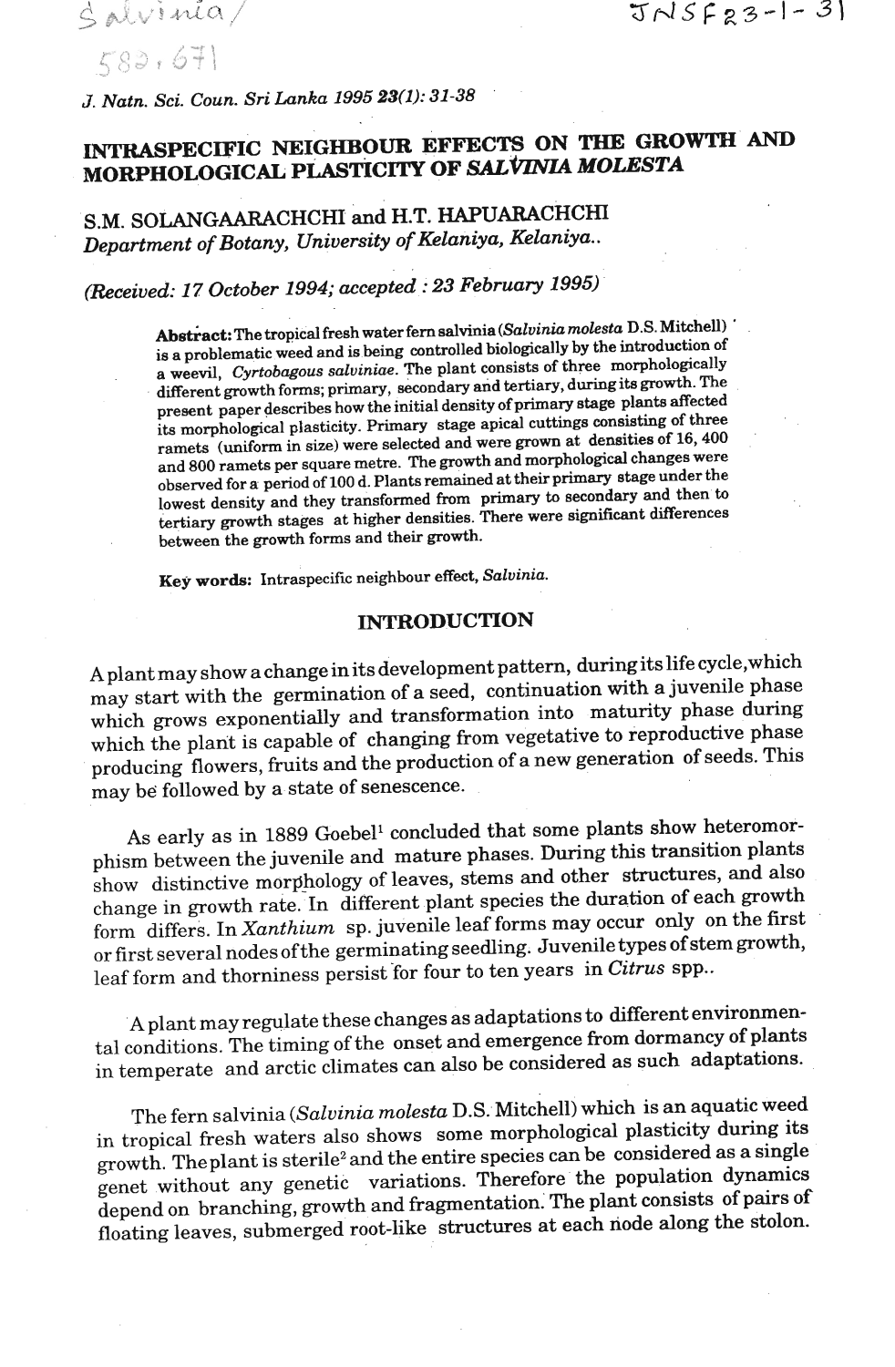# INTRASPECIFIC NEIGHBOUR EFFECTS ON THE GROWTH AND MORPHOLOGICAL PLASTICITY OF *SALVINIA MOLESTA*

S.M. SOLANGAARACHCHI and H.T. HAPUARACHCHI

*Department of Botany, University of Kelaniya, Kelaniya..*

*(Received: 17 October 1994; accepted : 23 February 1995)*

**Abstract:** The tropical fresh water fern salvinia (*Salvinia molesta* D.S. Mitchell) is a problematic weed and is being controlled biologically by the introduction of a weevil, *Cyrtobagous salviniae*. The plant consists of three morphologically different growth forms; primary, secondary and tertiary, during its growth. The present paper describes how the initial density of primary stage plants affected its morphological plasticity. Primary stage apical cuttings consisting of three ramets (uniform in size) were selected and were grown at densities of 16, 400 and 800 ramets per square metre. The growth and morphological changes were observed for a period of 100 d. Plants remained at their primary stage under the lowest density and they transformed from primary to secondary and then to tertiary growth stages at higher densities. There were significant differences between the growth forms and their growth.

**Key words:** Intraspecific neighbour effect, *Salvinia*.

## INTRODUCTION

A plant may show a change in its development pattern, during its life cycle, which may start with the germination of a seed, continuation with a juvenile phase which grows exponentially and transformation into maturity phase during which the plant is capable of changing from vegetative to reproductive phase producing flowers, fruits and the production of a new generation of seeds. This may be followed by a state of senescence.

As early as in 1889 Goebel[1] concluded that some plants show heteromorphism between the juvenile and mature phases. During this transition plants show distinctive morphology of leaves, stems and other structures, and also change in growth rate. In different plant species the duration of each growth form differs. In *Xanthium* sp. juvenile leaf forms may occur only on the first or first several nodes of the germinating seedling. Juvenile types of stem growth, leaf form and thorniness persist for four to ten years in *Citrus* spp..

A plant may regulate these changes as adaptations to different environmental conditions. The timing of the onset and emergence from dormancy of plants in temperate and arctic climates can also be considered as such adaptations.

The fern salvinia (*Salvinia molesta* D.S. Mitchell) which is an aquatic weed in tropical fresh waters also shows some morphological plasticity during its growth. The plant is sterile[2] and the entire species can be considered as a single genet without any genetic variations. Therefore the population dynamics depend on branching, growth and fragmentation. The plant consists of pairs of floating leaves, submerged root-like structures at each node along the stolon.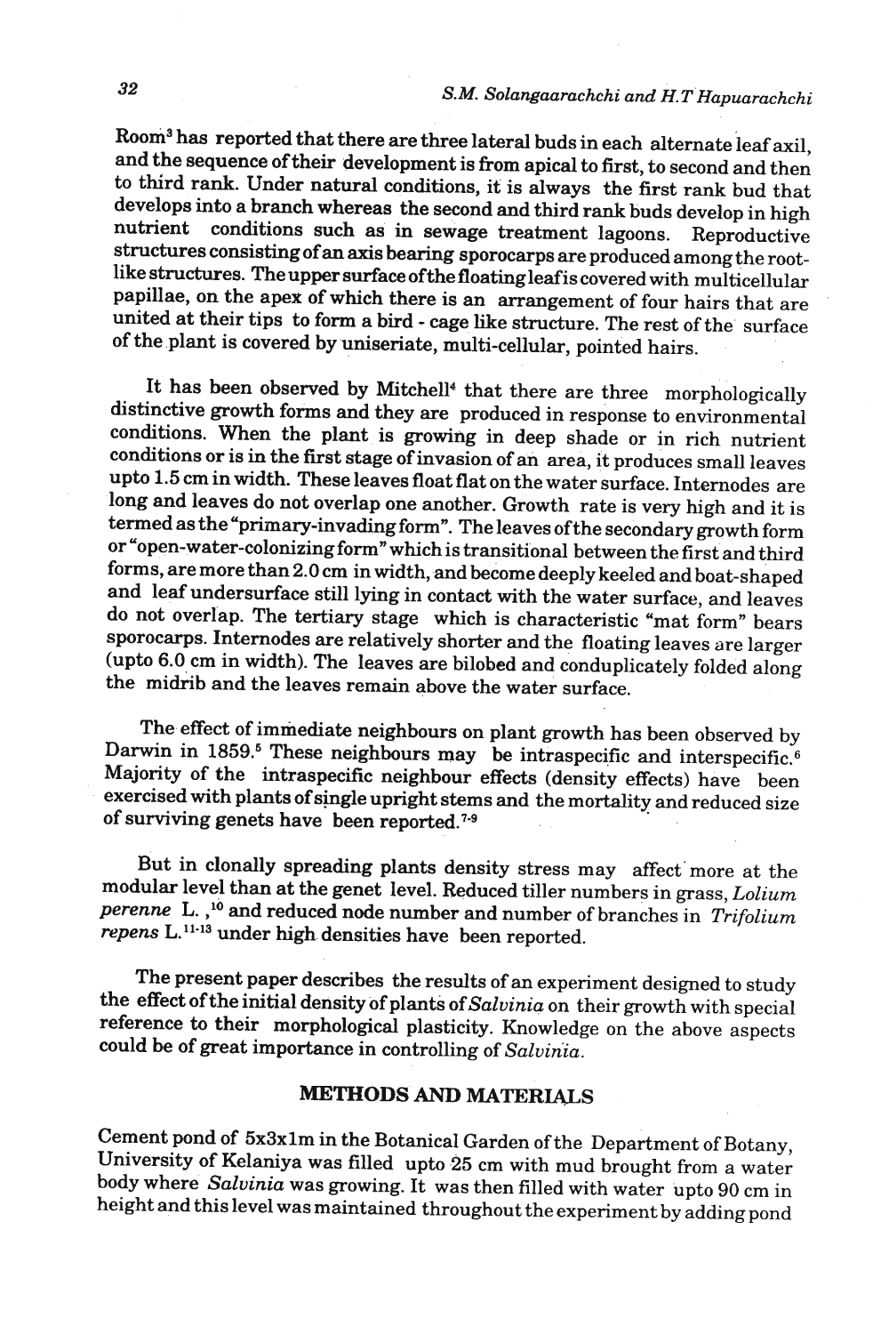Room[3] has reported that there are three lateral buds in each alternate leaf axil, and the sequence of their development is from apical to first, to second and then to third rank. Under natural conditions, it is always the first rank bud that develops into a branch whereas the second and third rank buds develop in high nutrient conditions such as in sewage treatment lagoons. Reproductive structures consisting of an axis bearing sporocarps are produced among the root-like structures. The upper surface of the floating leaf is covered with multicellular papillae, on the apex of which there is an arrangement of four hairs that are united at their tips to form a bird - cage like structure. The rest of the surface of the plant is covered by uniseriate, multi-cellular, pointed hairs.

It has been observed by Mitchell[4] that there are three morphologically distinctive growth forms and they are produced in response to environmental conditions. When the plant is growing in deep shade or in rich nutrient conditions or is in the first stage of invasion of an area, it produces small leaves upto 1.5 cm in width. These leaves float flat on the water surface. Internodes are long and leaves do not overlap one another. Growth rate is very high and it is termed as the "primary-invading form". The leaves of the secondary growth form or "open-water-colonizing form" which is transitional between the first and third forms, are more than 2.0 cm in width, and become deeply keeled and boat-shaped and leaf undersurface still lying in contact with the water surface, and leaves do not overlap. The tertiary stage which is characteristic "mat form" bears sporocarps. Internodes are relatively shorter and the floating leaves are larger (upto 6.0 cm in width). The leaves are bilobed and conduplicately folded along the midrib and the leaves remain above the water surface.

The effect of immediate neighbours on plant growth has been observed by Darwin in 1859.[5] These neighbours may be intraspecific and interspecific.[6] Majority of the intraspecific neighbour effects (density effects) have been exercised with plants of single upright stems and the mortality and reduced size of surviving genets have been reported.[7-9]

But in clonally spreading plants density stress may affect more at the modular level than at the genet level. Reduced tiller numbers in grass, *Lolium perenne* L.,[10] and reduced node number and number of branches in *Trifolium repens* L.[11-13] under high densities have been reported.

The present paper describes the results of an experiment designed to study the effect of the initial density of plants of *Salvinia* on their growth with special reference to their morphological plasticity. Knowledge on the above aspects could be of great importance in controlling of *Salvinia*.

## METHODS AND MATERIALS

Cement pond of 5x3x1m in the Botanical Garden of the Department of Botany, University of Kelaniya was filled upto 25 cm with mud brought from a water body where *Salvinia* was growing. It was then filled with water upto 90 cm in height and this level was maintained throughout the experiment by adding pond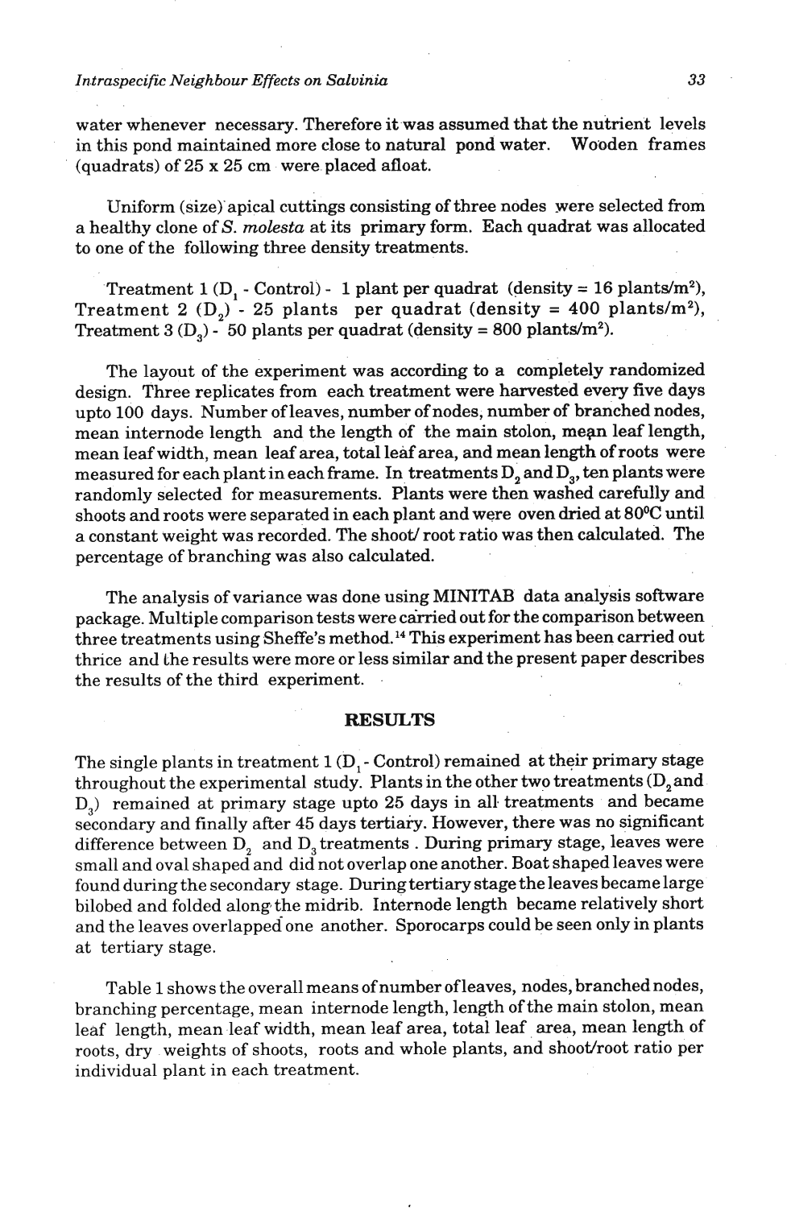water whenever necessary. Therefore it was assumed that the nutrient levels in this pond maintained more close to natural pond water. Wooden frames (quadrats) of 25 x 25 cm were placed afloat.

Uniform (size) apical cuttings consisting of three nodes were selected from a healthy clone of *S. molesta* at its primary form. Each quadrat was allocated to one of the following three density treatments.

Treatment 1 ($D_1$ - Control) - 1 plant per quadrat (density = 16 plants/m$^2$), Treatment 2 ($D_2$) - 25 plants per quadrat (density = 400 plants/m$^2$), Treatment 3 ($D_3$) - 50 plants per quadrat (density = 800 plants/m$^2$).

The layout of the experiment was according to a completely randomized design. Three replicates from each treatment were harvested every five days upto 100 days. Number of leaves, number of nodes, number of branched nodes, mean internode length and the length of the main stolon, mean leaf length, mean leaf width, mean leaf area, total leaf area, and mean length of roots were measured for each plant in each frame. In treatments $D_2$ and $D_3$, ten plants were randomly selected for measurements. Plants were then washed carefully and shoots and roots were separated in each plant and were oven dried at 80°C until a constant weight was recorded. The shoot/ root ratio was then calculated. The percentage of branching was also calculated.

The analysis of variance was done using MINITAB data analysis software package. Multiple comparison tests were carried out for the comparison between three treatments using Sheffe's method.[14] This experiment has been carried out thrice and the results were more or less similar and the present paper describes the results of the third experiment.

## RESULTS

The single plants in treatment 1 ($D_1$ - Control) remained at their primary stage throughout the experimental study. Plants in the other two treatments ($D_2$ and $D_3$) remained at primary stage upto 25 days in all treatments and became secondary and finally after 45 days tertiary. However, there was no significant difference between $D_2$ and $D_3$ treatments . During primary stage, leaves were small and oval shaped and did not overlap one another. Boat shaped leaves were found during the secondary stage. During tertiary stage the leaves became large bilobed and folded along the midrib. Internode length became relatively short and the leaves overlapped one another. Sporocarps could be seen only in plants at tertiary stage.

Table 1 shows the overall means of number of leaves, nodes, branched nodes, branching percentage, mean internode length, length of the main stolon, mean leaf length, mean leaf width, mean leaf area, total leaf area, mean length of roots, dry weights of shoots, roots and whole plants, and shoot/root ratio per individual plant in each treatment.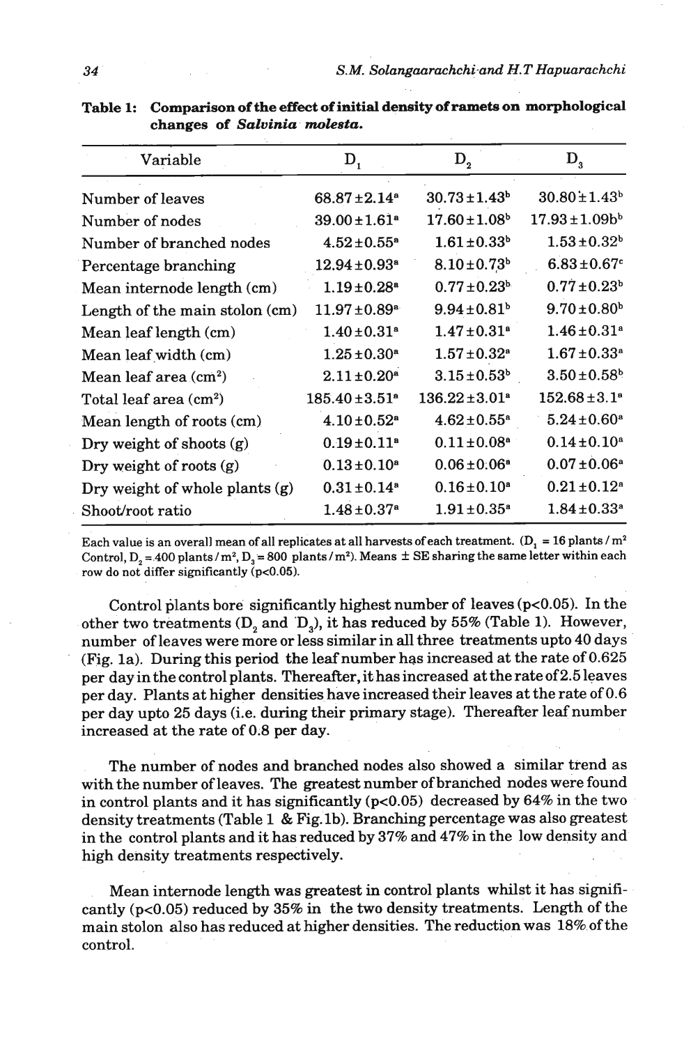**Table 1: Comparison of the effect of initial density of ramets on morphological changes of *Salvinia molesta*.**

| Variable | $D_1$ | $D_2$ | $D_3$ |
|---|---|---|---|
| Number of leaves | 68.87±2.14$^a$ | 30.73±1.43$^b$ | 30.80±1.43$^b$ |
| Number of nodes | 39.00±1.61$^a$ | 17.60±1.08$^b$ | 17.93±1.09b$^b$ |
| Number of branched nodes | 4.52±0.55$^a$ | 1.61±0.33$^b$ | 1.53±0.32$^b$ |
| Percentage branching | 12.94±0.93$^a$ | 8.10±0.73$^b$ | 6.83±0.67$^c$ |
| Mean internode length (cm) | 1.19±0.28$^a$ | 0.77±0.23$^b$ | 0.77±0.23$^b$ |
| Length of the main stolon (cm) | 11.97±0.89$^a$ | 9.94±0.81$^b$ | 9.70±0.80$^b$ |
| Mean leaf length (cm) | 1.40±0.31$^a$ | 1.47±0.31$^a$ | 1.46±0.31$^a$ |
| Mean leaf width (cm) | 1.25±0.30$^a$ | 1.57±0.32$^a$ | 1.67±0.33$^a$ |
| Mean leaf area ($cm^2$) | 2.11±0.20$^a$ | 3.15±0.53$^b$ | 3.50±0.58$^b$ |
| Total leaf area ($cm^2$) | 185.40±3.51$^a$ | 136.22±3.01$^a$ | 152.68±3.1$^a$ |
| Mean length of roots (cm) | 4.10±0.52$^a$ | 4.62±0.55$^a$ | 5.24±0.60$^a$ |
| Dry weight of shoots (g) | 0.19±0.11$^a$ | 0.11±0.08$^a$ | 0.14±0.10$^a$ |
| Dry weight of roots (g) | 0.13±0.10$^a$ | 0.06±0.06$^a$ | 0.07±0.06$^a$ |
| Dry weight of whole plants (g) | 0.31±0.14$^a$ | 0.16±0.10$^a$ | 0.21±0.12$^a$ |
| Shoot/root ratio | 1.48±0.37$^a$ | 1.91±0.35$^a$ | 1.84±0.33$^a$ |

Each value is an overall mean of all replicates at all harvests of each treatment. ($D_1$ = 16 plants / $m^2$ Control, $D_2$ = 400 plants / $m^2$, $D_3$ = 800 plants / $m^2$). Means ± SE sharing the same letter within each row do not differ significantly ($p<0.05$).

Control plants bore significantly highest number of leaves ($p<0.05$). In the other two treatments ($D_2$ and $D_3$), it has reduced by 55% (Table 1). However, number of leaves were more or less similar in all three treatments upto 40 days (Fig. 1a). During this period the leaf number has increased at the rate of 0.625 per day in the control plants. Thereafter, it has increased at the rate of 2.5 leaves per day. Plants at higher densities have increased their leaves at the rate of 0.6 per day upto 25 days (i.e. during their primary stage). Thereafter leaf number increased at the rate of 0.8 per day.

The number of nodes and branched nodes also showed a similar trend as with the number of leaves. The greatest number of branched nodes were found in control plants and it has significantly ($p<0.05$) decreased by 64% in the two density treatments (Table 1 & Fig. 1b). Branching percentage was also greatest in the control plants and it has reduced by 37% and 47% in the low density and high density treatments respectively.

Mean internode length was greatest in control plants whilst it has significantly ($p<0.05$) reduced by 35% in the two density treatments. Length of the main stolon also has reduced at higher densities. The reduction was 18% of the control.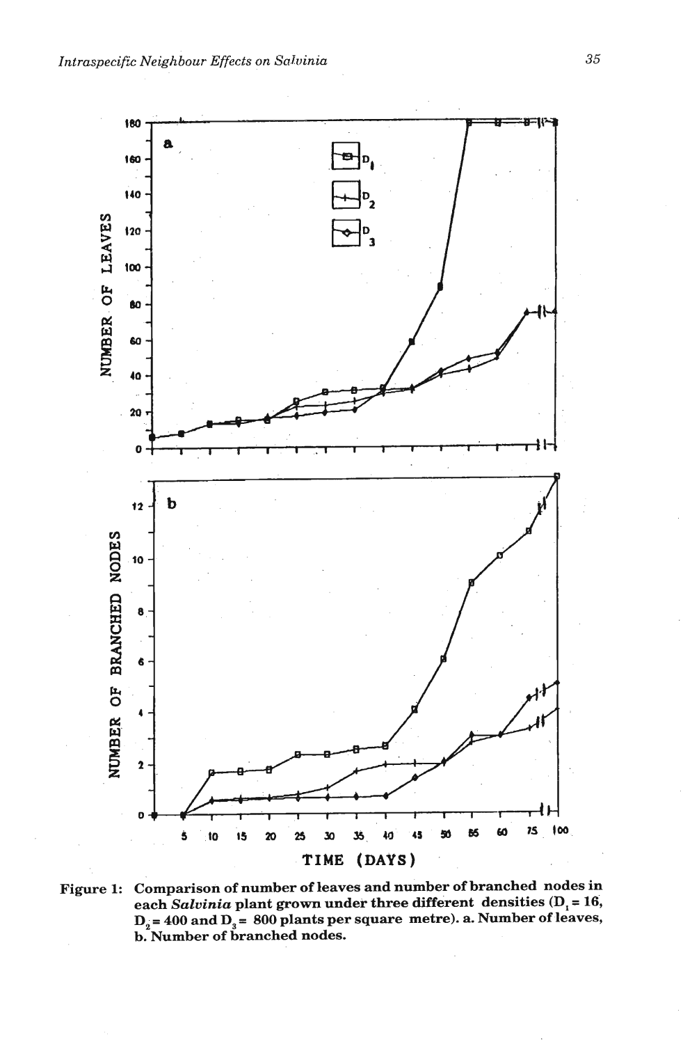Figure 1: Comparison of number of leaves and number of branched nodes in each *Salvinia* plant grown under three different densities ($D_1$ = 16, $D_2$ = 400 and $D_3$ = 800 plants per square metre). a. Number of leaves, b. Number of branched nodes.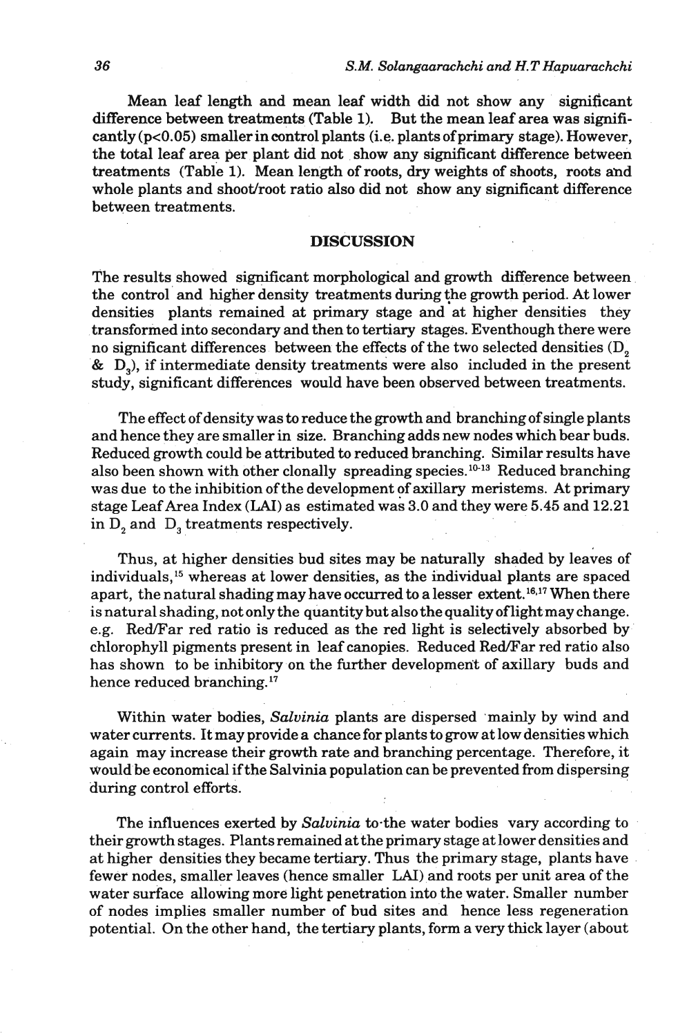Mean leaf length and mean leaf width did not show any significant difference between treatments (Table 1). But the mean leaf area was significantly ($p<0.05$) smaller in control plants (i.e. plants of primary stage). However, the total leaf area per plant did not show any significant difference between treatments (Table 1). Mean length of roots, dry weights of shoots, roots and whole plants and shoot/root ratio also did not show any significant difference between treatments.

## DISCUSSION

The results showed significant morphological and growth difference between the control and higher density treatments during the growth period. At lower densities plants remained at primary stage and at higher densities they transformed into secondary and then to tertiary stages. Eventhough there were no significant differences between the effects of the two selected densities ($D_2$ & $D_3$), if intermediate density treatments were also included in the present study, significant differences would have been observed between treatments.

The effect of density was to reduce the growth and branching of single plants and hence they are smaller in size. Branching adds new nodes which bear buds. Reduced growth could be attributed to reduced branching. Similar results have also been shown with other clonally spreading species.[10-13] Reduced branching was due to the inhibition of the development of axillary meristems. At primary stage Leaf Area Index (LAI) as estimated was 3.0 and they were 5.45 and 12.21 in $D_2$ and $D_3$ treatments respectively.

Thus, at higher densities bud sites may be naturally shaded by leaves of individuals,[15] whereas at lower densities, as the individual plants are spaced apart, the natural shading may have occurred to a lesser extent.[16,17] When there is natural shading, not only the quantity but also the quality of light may change. e.g. Red/Far red ratio is reduced as the red light is selectively absorbed by chlorophyll pigments present in leaf canopies. Reduced Red/Far red ratio also has shown to be inhibitory on the further development of axillary buds and hence reduced branching.[17]

Within water bodies, *Salvinia* plants are dispersed mainly by wind and water currents. It may provide a chance for plants to grow at low densities which again may increase their growth rate and branching percentage. Therefore, it would be economical if the Salvinia population can be prevented from dispersing during control efforts.

The influences exerted by *Salvinia* to the water bodies vary according to their growth stages. Plants remained at the primary stage at lower densities and at higher densities they became tertiary. Thus the primary stage, plants have fewer nodes, smaller leaves (hence smaller LAI) and roots per unit area of the water surface allowing more light penetration into the water. Smaller number of nodes implies smaller number of bud sites and hence less regeneration potential. On the other hand, the tertiary plants, form a very thick layer (about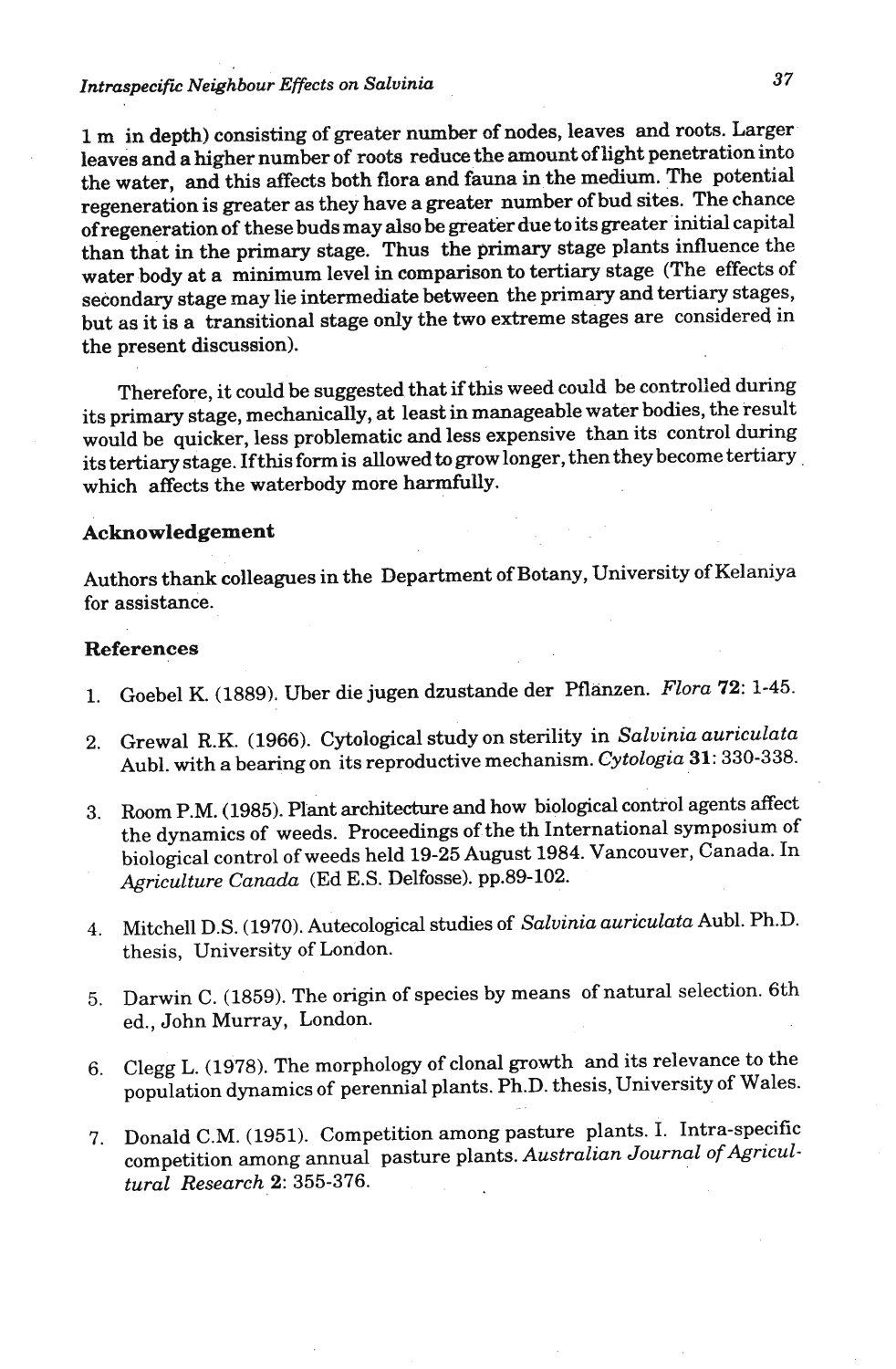1 m in depth) consisting of greater number of nodes, leaves and roots. Larger leaves and a higher number of roots reduce the amount of light penetration into the water, and this affects both flora and fauna in the medium. The potential regeneration is greater as they have a greater number of bud sites. The chance of regeneration of these buds may also be greater due to its greater initial capital than that in the primary stage. Thus the primary stage plants influence the water body at a minimum level in comparison to tertiary stage (The effects of secondary stage may lie intermediate between the primary and tertiary stages, but as it is a transitional stage only the two extreme stages are considered in the present discussion).

Therefore, it could be suggested that if this weed could be controlled during its primary stage, mechanically, at least in manageable water bodies, the result would be quicker, less problematic and less expensive than its control during its tertiary stage. If this form is allowed to grow longer, then they become tertiary which affects the waterbody more harmfully.

## Acknowledgement

Authors thank colleagues in the Department of Botany, University of Kelaniya for assistance.

## References

1. Goebel K. (1889). Uber die jugen dzustande der Pflänzen. *Flora* **72**: 1-45.
2. Grewal R.K. (1966). Cytological study on sterility in *Salvinia auriculata* Aubl. with a bearing on its reproductive mechanism. *Cytologia* **31**: 330-338.
3. Room P.M. (1985). Plant architecture and how biological control agents affect the dynamics of weeds. Proceedings of the th International symposium of biological control of weeds held 19-25 August 1984. Vancouver, Canada. In *Agriculture Canada* (Ed E.S. Delfosse). pp.89-102.
4. Mitchell D.S. (1970). Autecological studies of *Salvinia auriculata* Aubl. Ph.D. thesis, University of London.
5. Darwin C. (1859). The origin of species by means of natural selection. 6th ed., John Murray, London.
6. Clegg L. (1978). The morphology of clonal growth and its relevance to the population dynamics of perennial plants. Ph.D. thesis, University of Wales.
7. Donald C.M. (1951). Competition among pasture plants. I. Intra-specific competition among annual pasture plants. *Australian Journal of Agricultural Research* **2**: 355-376.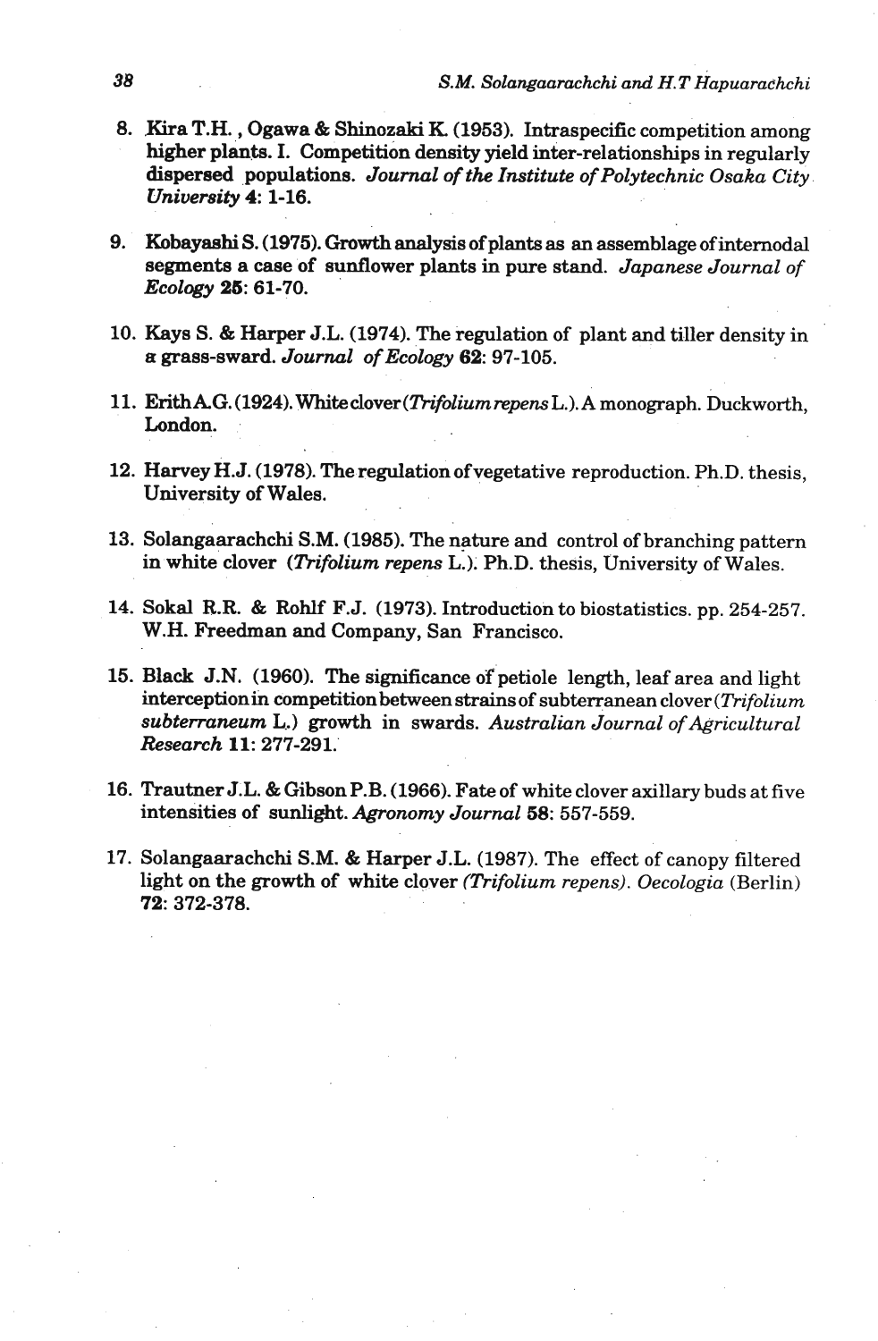8. Kira T.H., Ogawa & Shinozaki K. (1953). Intraspecific competition among higher plants. I. Competition density yield inter-relationships in regularly dispersed populations. *Journal of the Institute of Polytechnic Osaka City University* **4**: 1-16.

9. Kobayashi S. (1975). Growth analysis of plants as an assemblage of internodal segments a case of sunflower plants in pure stand. *Japanese Journal of Ecology* **25**: 61-70.

10. Kays S. & Harper J.L. (1974). The regulation of plant and tiller density in a grass-sward. *Journal of Ecology* **62**: 97-105.

11. Erith A.G. (1924). White clover (*Trifolium repens* L.). A monograph. Duckworth, London.

12. Harvey H.J. (1978). The regulation of vegetative reproduction. Ph.D. thesis, University of Wales.

13. Solangaarachchi S.M. (1985). The nature and control of branching pattern in white clover (*Trifolium repens* L.). Ph.D. thesis, University of Wales.

14. Sokal R.R. & Rohlf F.J. (1973). Introduction to biostatistics. pp. 254-257. W.H. Freedman and Company, San Francisco.

15. Black J.N. (1960). The significance of petiole length, leaf area and light interception in competition between strains of subterranean clover (*Trifolium subterraneum* L.) growth in swards. *Australian Journal of Agricultural Research* **11**: 277-291.

16. Trautner J.L. & Gibson P.B. (1966). Fate of white clover axillary buds at five intensities of sunlight. *Agronomy Journal* **58**: 557-559.

17. Solangaarachchi S.M. & Harper J.L. (1987). The effect of canopy filtered light on the growth of white clover *(Trifolium repens)*. *Oecologia* (Berlin) **72**: 372-378.